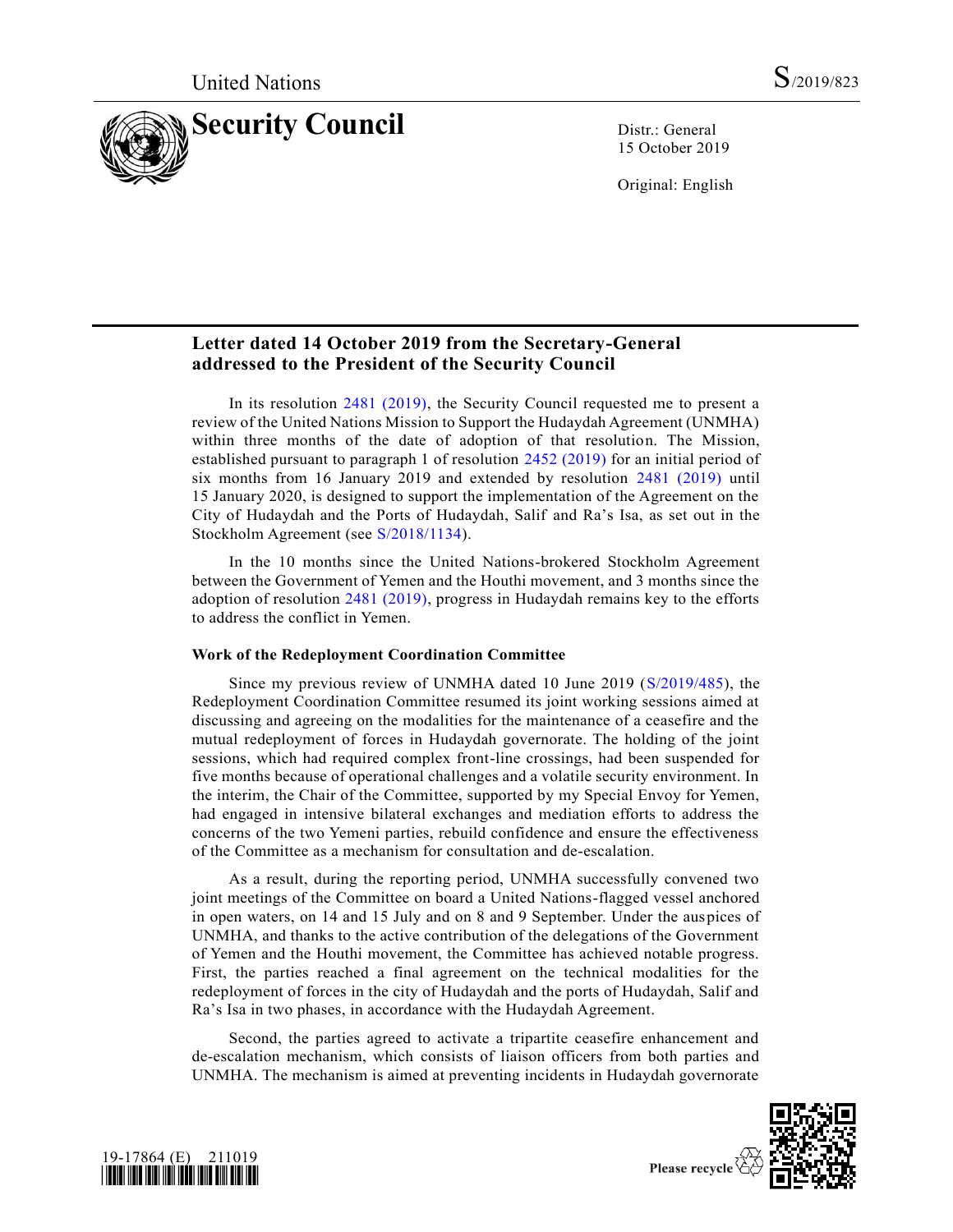United Nations S/2019/823

# Security Council

Distr.: General
15 October 2019

Original: English

## Letter dated 14 October 2019 from the Secretary-General addressed to the President of the Security Council

In its resolution 2481 (2019), the Security Council requested me to present a review of the United Nations Mission to Support the Hudaydah Agreement (UNMHA) within three months of the date of adoption of that resolution. The Mission, established pursuant to paragraph 1 of resolution 2452 (2019) for an initial period of six months from 16 January 2019 and extended by resolution 2481 (2019) until 15 January 2020, is designed to support the implementation of the Agreement on the City of Hudaydah and the Ports of Hudaydah, Salif and Ra's Isa, as set out in the Stockholm Agreement (see S/2018/1134).

In the 10 months since the United Nations-brokered Stockholm Agreement between the Government of Yemen and the Houthi movement, and 3 months since the adoption of resolution 2481 (2019), progress in Hudaydah remains key to the efforts to address the conflict in Yemen.

**Work of the Redeployment Coordination Committee**

Since my previous review of UNMHA dated 10 June 2019 (S/2019/485), the Redeployment Coordination Committee resumed its joint working sessions aimed at discussing and agreeing on the modalities for the maintenance of a ceasefire and the mutual redeployment of forces in Hudaydah governorate. The holding of the joint sessions, which had required complex front-line crossings, had been suspended for five months because of operational challenges and a volatile security environment. In the interim, the Chair of the Committee, supported by my Special Envoy for Yemen, had engaged in intensive bilateral exchanges and mediation efforts to address the concerns of the two Yemeni parties, rebuild confidence and ensure the effectiveness of the Committee as a mechanism for consultation and de-escalation.

As a result, during the reporting period, UNMHA successfully convened two joint meetings of the Committee on board a United Nations-flagged vessel anchored in open waters, on 14 and 15 July and on 8 and 9 September. Under the auspices of UNMHA, and thanks to the active contribution of the delegations of the Government of Yemen and the Houthi movement, the Committee has achieved notable progress. First, the parties reached a final agreement on the technical modalities for the redeployment of forces in the city of Hudaydah and the ports of Hudaydah, Salif and Ra's Isa in two phases, in accordance with the Hudaydah Agreement.

Second, the parties agreed to activate a tripartite ceasefire enhancement and de-escalation mechanism, which consists of liaison officers from both parties and UNMHA. The mechanism is aimed at preventing incidents in Hudaydah governorate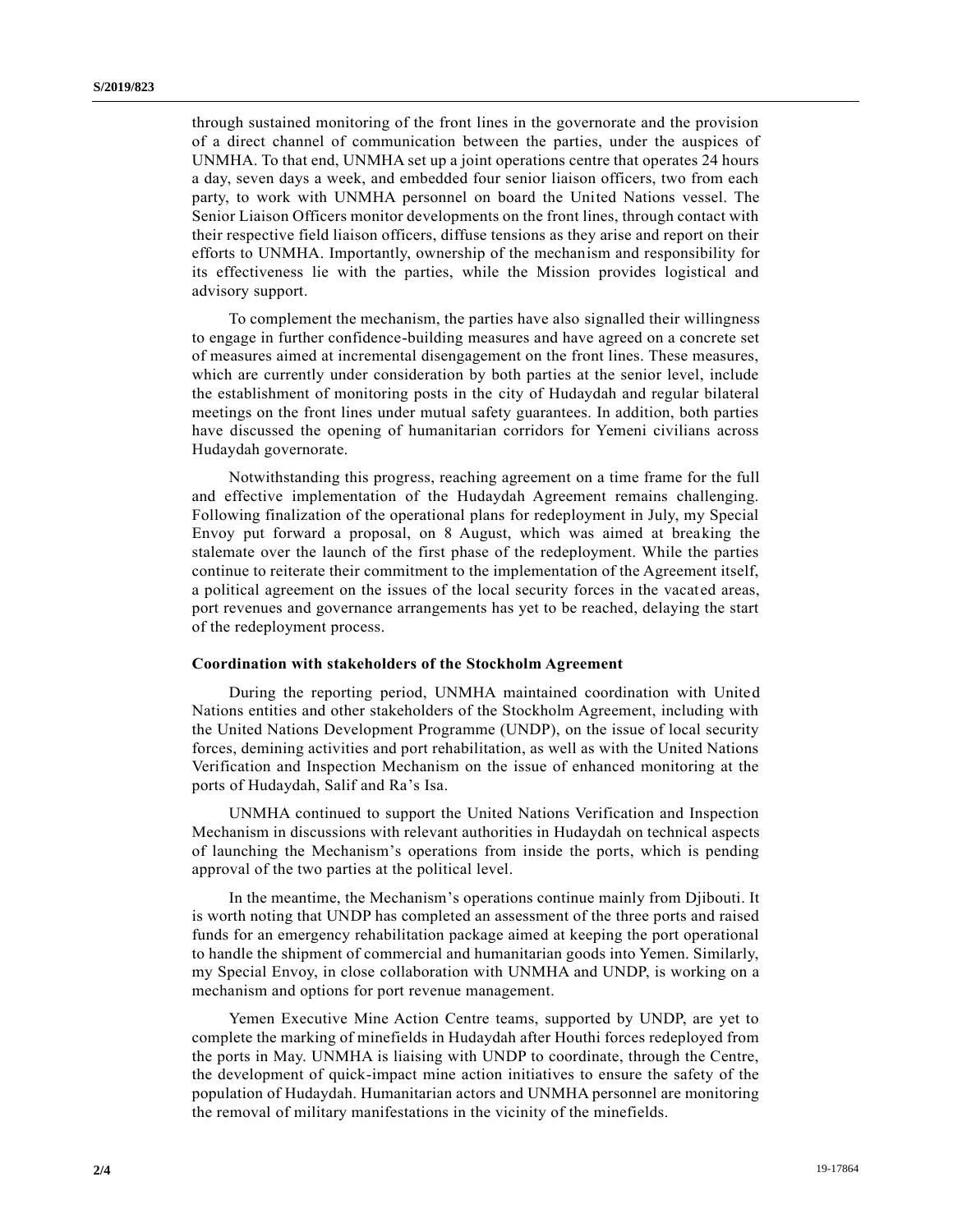through sustained monitoring of the front lines in the governorate and the provision of a direct channel of communication between the parties, under the auspices of UNMHA. To that end, UNMHA set up a joint operations centre that operates 24 hours a day, seven days a week, and embedded four senior liaison officers, two from each party, to work with UNMHA personnel on board the United Nations vessel. The Senior Liaison Officers monitor developments on the front lines, through contact with their respective field liaison officers, diffuse tensions as they arise and report on their efforts to UNMHA. Importantly, ownership of the mechanism and responsibility for its effectiveness lie with the parties, while the Mission provides logistical and advisory support.

To complement the mechanism, the parties have also signalled their willingness to engage in further confidence-building measures and have agreed on a concrete set of measures aimed at incremental disengagement on the front lines. These measures, which are currently under consideration by both parties at the senior level, include the establishment of monitoring posts in the city of Hudaydah and regular bilateral meetings on the front lines under mutual safety guarantees. In addition, both parties have discussed the opening of humanitarian corridors for Yemeni civilians across Hudaydah governorate.

Notwithstanding this progress, reaching agreement on a time frame for the full and effective implementation of the Hudaydah Agreement remains challenging. Following finalization of the operational plans for redeployment in July, my Special Envoy put forward a proposal, on 8 August, which was aimed at breaking the stalemate over the launch of the first phase of the redeployment. While the parties continue to reiterate their commitment to the implementation of the Agreement itself, a political agreement on the issues of the local security forces in the vacated areas, port revenues and governance arrangements has yet to be reached, delaying the start of the redeployment process.

**Coordination with stakeholders of the Stockholm Agreement**

During the reporting period, UNMHA maintained coordination with United Nations entities and other stakeholders of the Stockholm Agreement, including with the United Nations Development Programme (UNDP), on the issue of local security forces, demining activities and port rehabilitation, as well as with the United Nations Verification and Inspection Mechanism on the issue of enhanced monitoring at the ports of Hudaydah, Salif and Ra’s Isa.

UNMHA continued to support the United Nations Verification and Inspection Mechanism in discussions with relevant authorities in Hudaydah on technical aspects of launching the Mechanism’s operations from inside the ports, which is pending approval of the two parties at the political level.

In the meantime, the Mechanism’s operations continue mainly from Djibouti. It is worth noting that UNDP has completed an assessment of the three ports and raised funds for an emergency rehabilitation package aimed at keeping the port operational to handle the shipment of commercial and humanitarian goods into Yemen. Similarly, my Special Envoy, in close collaboration with UNMHA and UNDP, is working on a mechanism and options for port revenue management.

Yemen Executive Mine Action Centre teams, supported by UNDP, are yet to complete the marking of minefields in Hudaydah after Houthi forces redeployed from the ports in May. UNMHA is liaising with UNDP to coordinate, through the Centre, the development of quick-impact mine action initiatives to ensure the safety of the population of Hudaydah. Humanitarian actors and UNMHA personnel are monitoring the removal of military manifestations in the vicinity of the minefields.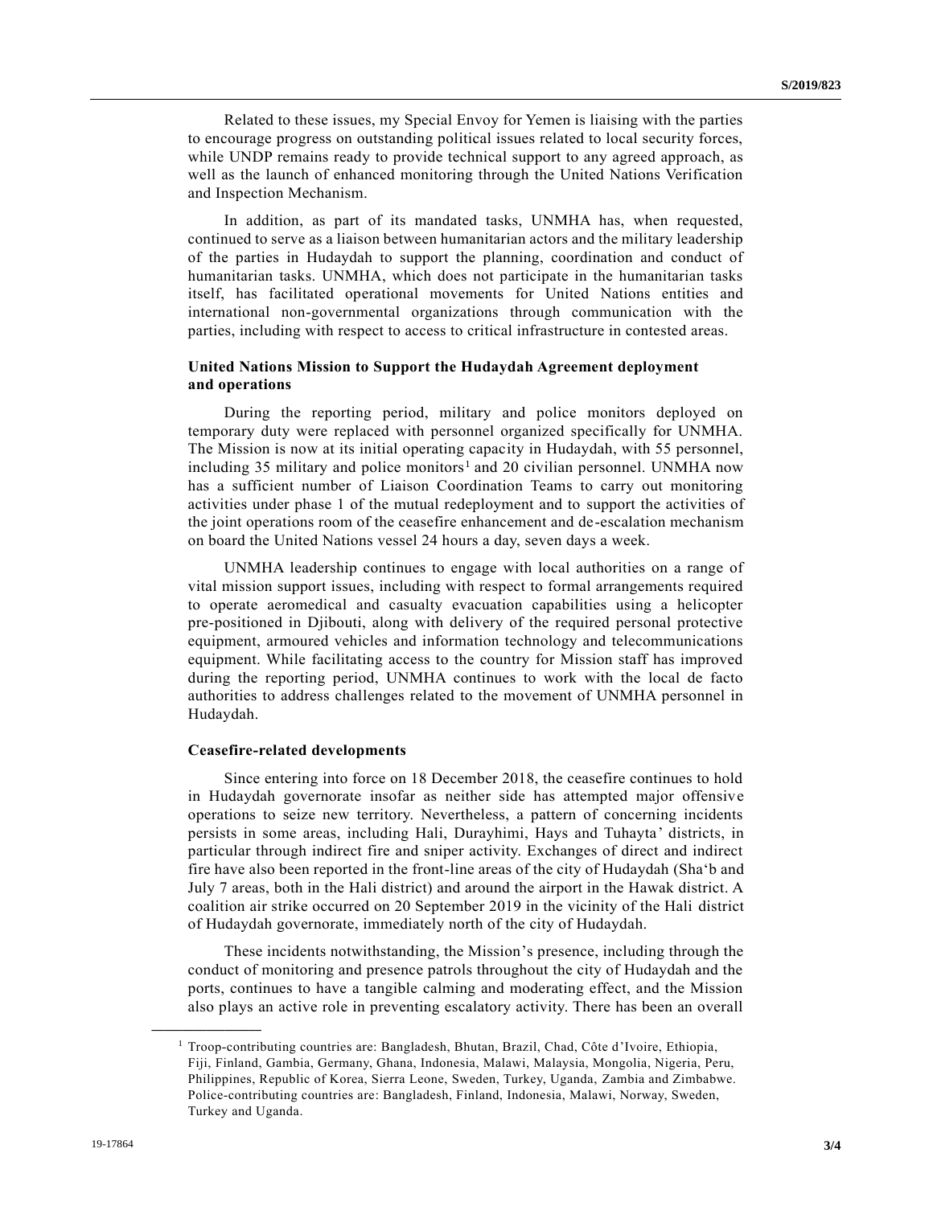Related to these issues, my Special Envoy for Yemen is liaising with the parties to encourage progress on outstanding political issues related to local security forces, while UNDP remains ready to provide technical support to any agreed approach, as well as the launch of enhanced monitoring through the United Nations Verification and Inspection Mechanism.

In addition, as part of its mandated tasks, UNMHA has, when requested, continued to serve as a liaison between humanitarian actors and the military leadership of the parties in Hudaydah to support the planning, coordination and conduct of humanitarian tasks. UNMHA, which does not participate in the humanitarian tasks itself, has facilitated operational movements for United Nations entities and international non-governmental organizations through communication with the parties, including with respect to access to critical infrastructure in contested areas.

### United Nations Mission to Support the Hudaydah Agreement deployment and operations

During the reporting period, military and police monitors deployed on temporary duty were replaced with personnel organized specifically for UNMHA. The Mission is now at its initial operating capacity in Hudaydah, with 55 personnel, including 35 military and police monitors[1] and 20 civilian personnel. UNMHA now has a sufficient number of Liaison Coordination Teams to carry out monitoring activities under phase 1 of the mutual redeployment and to support the activities of the joint operations room of the ceasefire enhancement and de-escalation mechanism on board the United Nations vessel 24 hours a day, seven days a week.

UNMHA leadership continues to engage with local authorities on a range of vital mission support issues, including with respect to formal arrangements required to operate aeromedical and casualty evacuation capabilities using a helicopter pre-positioned in Djibouti, along with delivery of the required personal protective equipment, armoured vehicles and information technology and telecommunications equipment. While facilitating access to the country for Mission staff has improved during the reporting period, UNMHA continues to work with the local de facto authorities to address challenges related to the movement of UNMHA personnel in Hudaydah.

### Ceasefire-related developments

Since entering into force on 18 December 2018, the ceasefire continues to hold in Hudaydah governorate insofar as neither side has attempted major offensive operations to seize new territory. Nevertheless, a pattern of concerning incidents persists in some areas, including Hali, Durayhimi, Hays and Tuhayta' districts, in particular through indirect fire and sniper activity. Exchanges of direct and indirect fire have also been reported in the front-line areas of the city of Hudaydah (Sha'b and July 7 areas, both in the Hali district) and around the airport in the Hawak district. A coalition air strike occurred on 20 September 2019 in the vicinity of the Hali district of Hudaydah governorate, immediately north of the city of Hudaydah.

These incidents notwithstanding, the Mission's presence, including through the conduct of monitoring and presence patrols throughout the city of Hudaydah and the ports, continues to have a tangible calming and moderating effect, and the Mission also plays an active role in preventing escalatory activity. There has been an overall

---

[1] Troop-contributing countries are: Bangladesh, Bhutan, Brazil, Chad, Côte d'Ivoire, Ethiopia, Fiji, Finland, Gambia, Germany, Ghana, Indonesia, Malawi, Malaysia, Mongolia, Nigeria, Peru, Philippines, Republic of Korea, Sierra Leone, Sweden, Turkey, Uganda, Zambia and Zimbabwe. Police-contributing countries are: Bangladesh, Finland, Indonesia, Malawi, Norway, Sweden, Turkey and Uganda.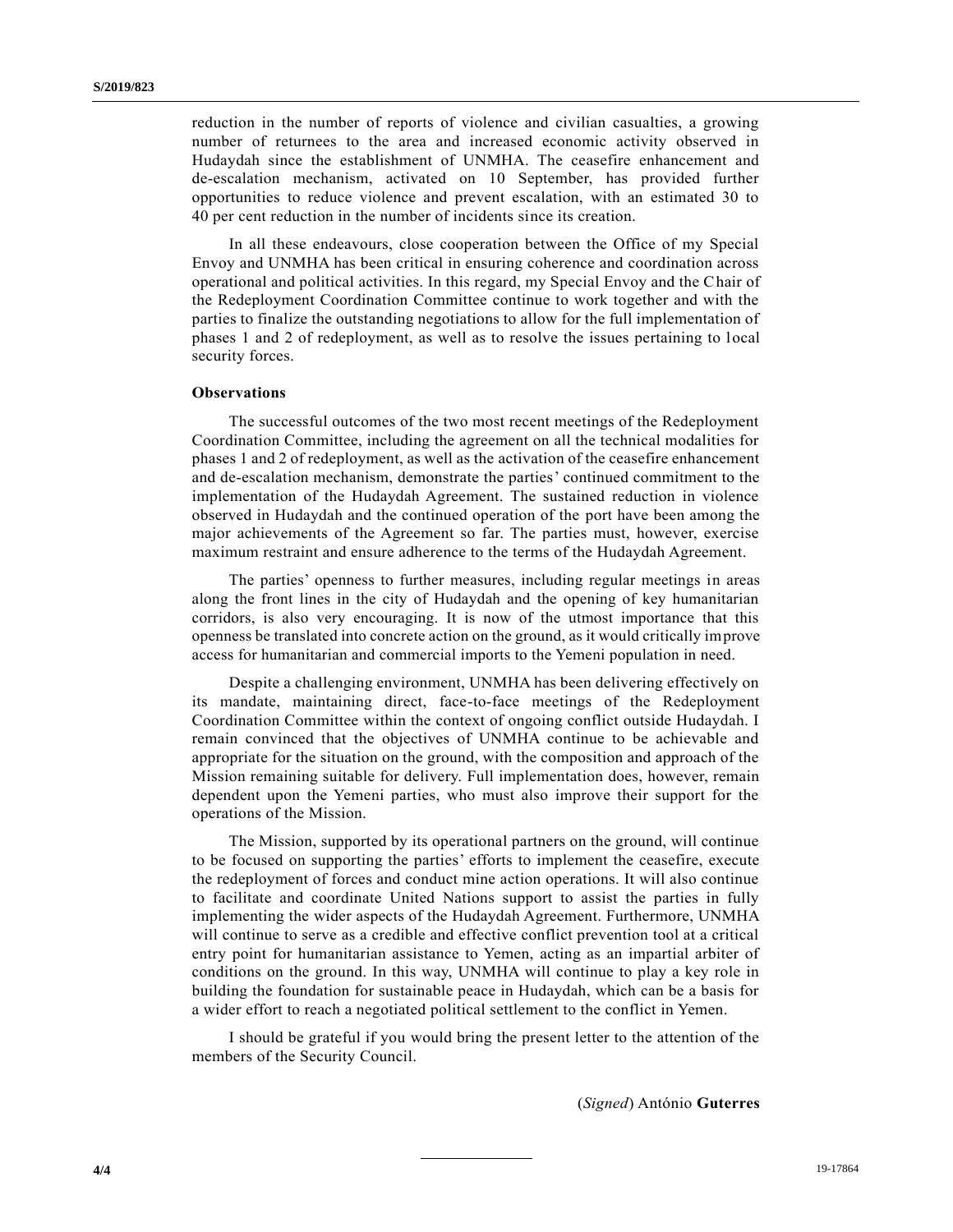reduction in the number of reports of violence and civilian casualties, a growing number of returnees to the area and increased economic activity observed in Hudaydah since the establishment of UNMHA. The ceasefire enhancement and de-escalation mechanism, activated on 10 September, has provided further opportunities to reduce violence and prevent escalation, with an estimated 30 to 40 per cent reduction in the number of incidents since its creation.

In all these endeavours, close cooperation between the Office of my Special Envoy and UNMHA has been critical in ensuring coherence and coordination across operational and political activities. In this regard, my Special Envoy and the Chair of the Redeployment Coordination Committee continue to work together and with the parties to finalize the outstanding negotiations to allow for the full implementation of phases 1 and 2 of redeployment, as well as to resolve the issues pertaining to local security forces.

**Observations**

The successful outcomes of the two most recent meetings of the Redeployment Coordination Committee, including the agreement on all the technical modalities for phases 1 and 2 of redeployment, as well as the activation of the ceasefire enhancement and de-escalation mechanism, demonstrate the parties' continued commitment to the implementation of the Hudaydah Agreement. The sustained reduction in violence observed in Hudaydah and the continued operation of the port have been among the major achievements of the Agreement so far. The parties must, however, exercise maximum restraint and ensure adherence to the terms of the Hudaydah Agreement.

The parties' openness to further measures, including regular meetings in areas along the front lines in the city of Hudaydah and the opening of key humanitarian corridors, is also very encouraging. It is now of the utmost importance that this openness be translated into concrete action on the ground, as it would critically improve access for humanitarian and commercial imports to the Yemeni population in need.

Despite a challenging environment, UNMHA has been delivering effectively on its mandate, maintaining direct, face-to-face meetings of the Redeployment Coordination Committee within the context of ongoing conflict outside Hudaydah. I remain convinced that the objectives of UNMHA continue to be achievable and appropriate for the situation on the ground, with the composition and approach of the Mission remaining suitable for delivery. Full implementation does, however, remain dependent upon the Yemeni parties, who must also improve their support for the operations of the Mission.

The Mission, supported by its operational partners on the ground, will continue to be focused on supporting the parties' efforts to implement the ceasefire, execute the redeployment of forces and conduct mine action operations. It will also continue to facilitate and coordinate United Nations support to assist the parties in fully implementing the wider aspects of the Hudaydah Agreement. Furthermore, UNMHA will continue to serve as a credible and effective conflict prevention tool at a critical entry point for humanitarian assistance to Yemen, acting as an impartial arbiter of conditions on the ground. In this way, UNMHA will continue to play a key role in building the foundation for sustainable peace in Hudaydah, which can be a basis for a wider effort to reach a negotiated political settlement to the conflict in Yemen.

I should be grateful if you would bring the present letter to the attention of the members of the Security Council.

(*Signed*) António **Guterres**